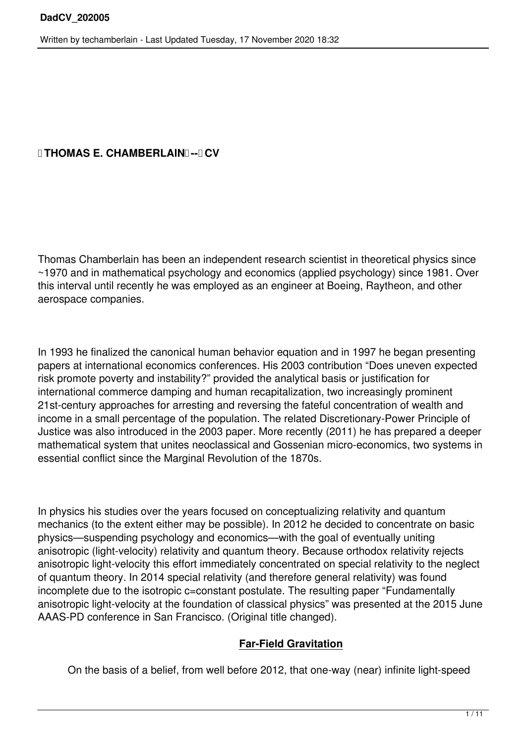# THOMAS E. CHAMBERLAIN -- CV

Thomas Chamberlain has been an independent research scientist in theoretical physics since ~1970 and in mathematical psychology and economics (applied psychology) since 1981. Over this interval until recently he was employed as an engineer at Boeing, Raytheon, and other aerospace companies.

In 1993 he finalized the canonical human behavior equation and in 1997 he began presenting papers at international economics conferences. His 2003 contribution “Does uneven expected risk promote poverty and instability?” provided the analytical basis or justification for international commerce damping and human recapitalization, two increasingly prominent 21st-century approaches for arresting and reversing the fateful concentration of wealth and income in a small percentage of the population. The related Discretionary-Power Principle of Justice was also introduced in the 2003 paper. More recently (2011) he has prepared a deeper mathematical system that unites neoclassical and Gossenian micro-economics, two systems in essential conflict since the Marginal Revolution of the 1870s.

In physics his studies over the years focused on conceptualizing relativity and quantum mechanics (to the extent either may be possible). In 2012 he decided to concentrate on basic physics—suspending psychology and economics—with the goal of eventually uniting anisotropic (light-velocity) relativity and quantum theory. Because orthodox relativity rejects anisotropic light-velocity this effort immediately concentrated on special relativity to the neglect of quantum theory. In 2014 special relativity (and therefore general relativity) was found incomplete due to the isotropic c=constant postulate. The resulting paper “Fundamentally anisotropic light-velocity at the foundation of classical physics” was presented at the 2015 June AAAS-PD conference in San Francisco. (Original title changed).

## Far-Field Gravitation

On the basis of a belief, from well before 2012, that one-way (near) infinite light-speed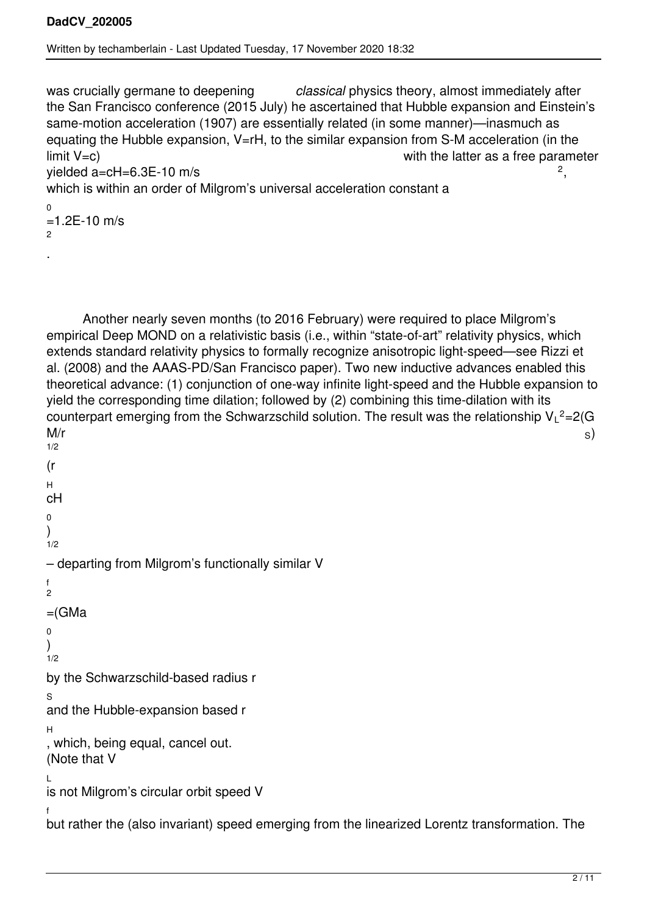was crucially germane to deepening *classical* physics theory, almost immediately after the San Francisco conference (2015 July) he ascertained that Hubble expansion and Einstein's same-motion acceleration (1907) are essentially related (in some manner)—inasmuch as equating the Hubble expansion, V=rH, to the similar expansion from S-M acceleration (in the limit V=c) with the latter as a free parameter yielded a=cH=6.3E-10 m/s$^2$, which is within an order of Milgrom's universal acceleration constant $a_0$=1.2E-10 m/s$^2$.

Another nearly seven months (to 2016 February) were required to place Milgrom's empirical Deep MOND on a relativistic basis (i.e., within "state-of-art" relativity physics, which extends standard relativity physics to formally recognize anisotropic light-speed—see Rizzi et al. (2008) and the AAAS-PD/San Francisco paper). Two new inductive advances enabled this theoretical advance: (1) conjunction of one-way infinite light-speed and the Hubble expansion to yield the corresponding time dilation; followed by (2) combining this time-dilation with its counterpart emerging from the Schwarzschild solution. The result was the relationship $V_L^2=2(GM/r_S)^{1/2}(r_H cH_0)^{1/2}$ – departing from Milgrom's functionally similar $V_f^2=(GMa_0)^{1/2}$ by the Schwarzschild-based radius $r_S$ and the Hubble-expansion based $r_H$, which, being equal, cancel out. (Note that $V_L$ is not Milgrom's circular orbit speed $V_f$ but rather the (also invariant) speed emerging from the linearized Lorentz transformation. The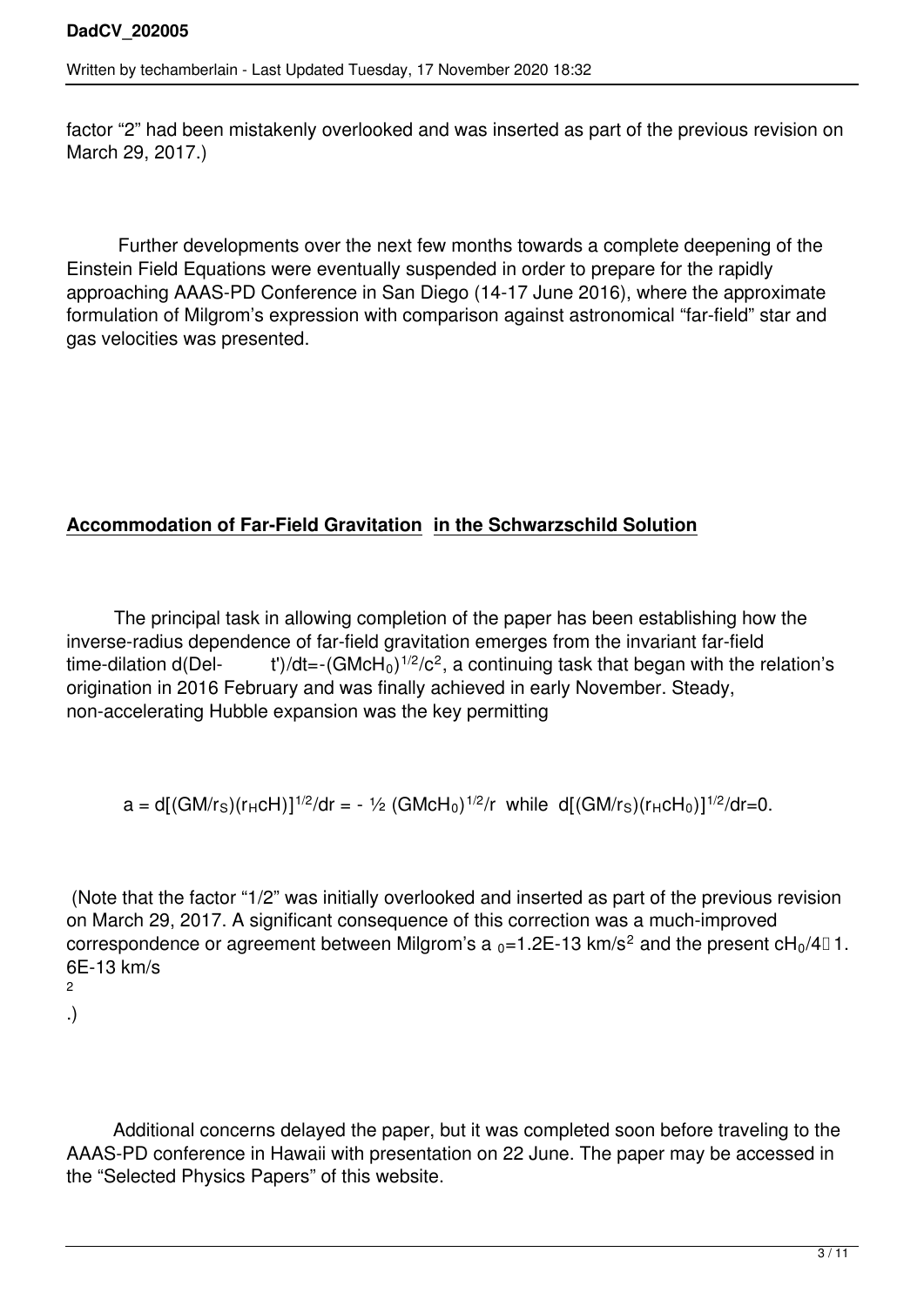factor “2” had been mistakenly overlooked and was inserted as part of the previous revision on March 29, 2017.)

Further developments over the next few months towards a complete deepening of the Einstein Field Equations were eventually suspended in order to prepare for the rapidly approaching AAAS-PD Conference in San Diego (14-17 June 2016), where the approximate formulation of Milgrom’s expression with comparison against astronomical “far-field” star and gas velocities was presented.

## **Accommodation of Far-Field Gravitation in the Schwarzschild Solution**

The principal task in allowing completion of the paper has been establishing how the inverse-radius dependence of far-field gravitation emerges from the invariant far-field time-dilation $d(\text{Del-}\quad t')/dt = -(GMcH_0)^{1/2}/c^2$, a continuing task that began with the relation’s origination in 2016 February and was finally achieved in early November. Steady, non-accelerating Hubble expansion was the key permitting

$$a = d[(GM/r_S)(r_H cH)]^{1/2}/dr = -\tfrac{1}{2}(GMcH_0)^{1/2}/r \ \text{ while } \ d[(GM/r_S)(r_H cH_0)]^{1/2}/dr = 0.$$

(Note that the factor “1/2” was initially overlooked and inserted as part of the previous revision on March 29, 2017. A significant consequence of this correction was a much-improved correspondence or agreement between Milgrom’s $a_0$=1.2E-13 km/s$^2$ and the present $cH_0/4$ 1.6E-13 km/s$^2$.)

Additional concerns delayed the paper, but it was completed soon before traveling to the AAAS-PD conference in Hawaii with presentation on 22 June. The paper may be accessed in the “Selected Physics Papers” of this website.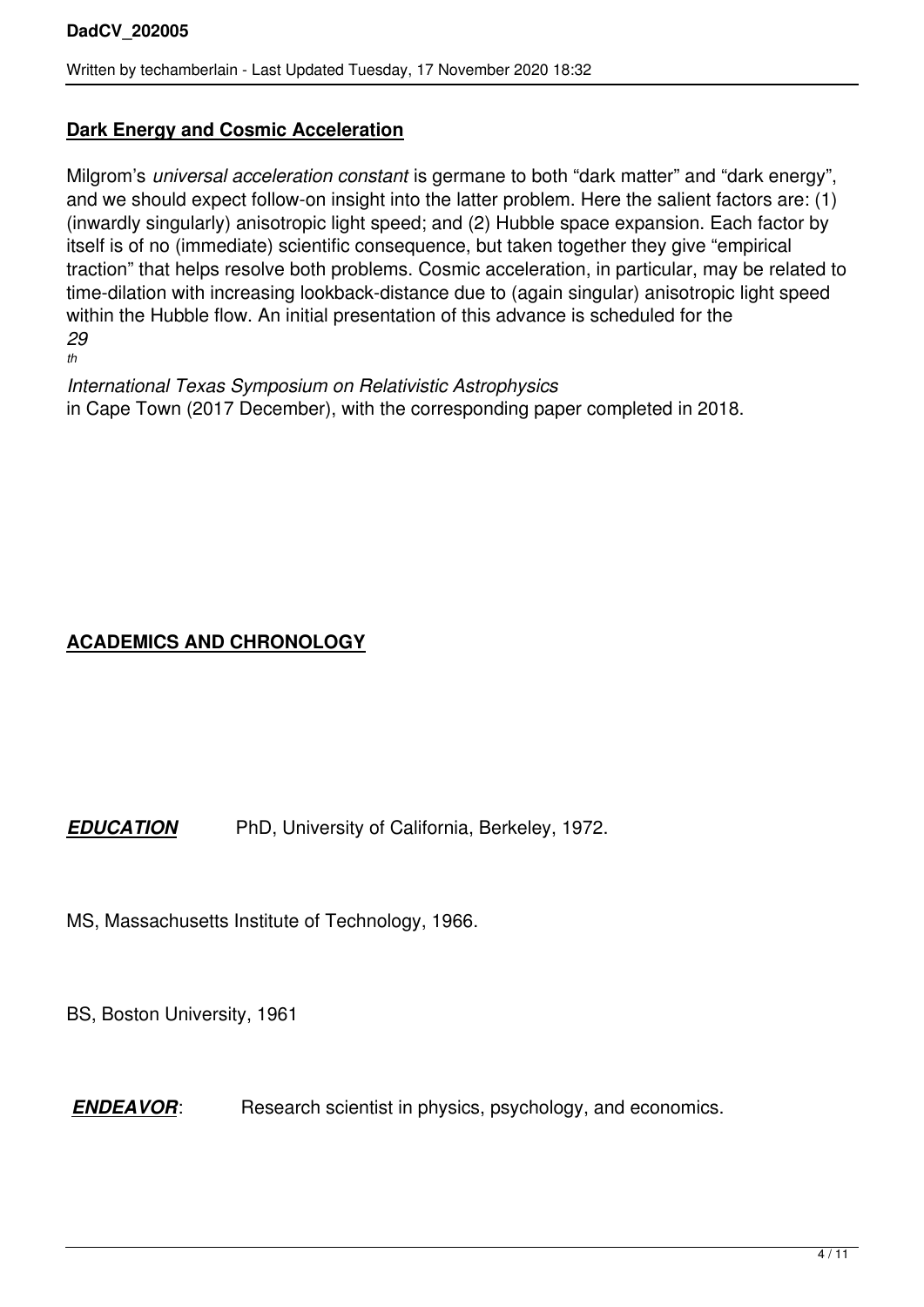## Dark Energy and Cosmic Acceleration

Milgrom's *universal acceleration constant* is germane to both "dark matter" and "dark energy", and we should expect follow-on insight into the latter problem. Here the salient factors are: (1) (inwardly singularly) anisotropic light speed; and (2) Hubble space expansion. Each factor by itself is of no (immediate) scientific consequence, but taken together they give "empirical traction" that helps resolve both problems. Cosmic acceleration, in particular, may be related to time-dilation with increasing lookback-distance due to (again singular) anisotropic light speed within the Hubble flow. An initial presentation of this advance is scheduled for the *29th International Texas Symposium on Relativistic Astrophysics* in Cape Town (2017 December), with the corresponding paper completed in 2018.

## ACADEMICS AND CHRONOLOGY

***EDUCATION*** PhD, University of California, Berkeley, 1972.

MS, Massachusetts Institute of Technology, 1966.

BS, Boston University, 1961

***ENDEAVOR***: Research scientist in physics, psychology, and economics.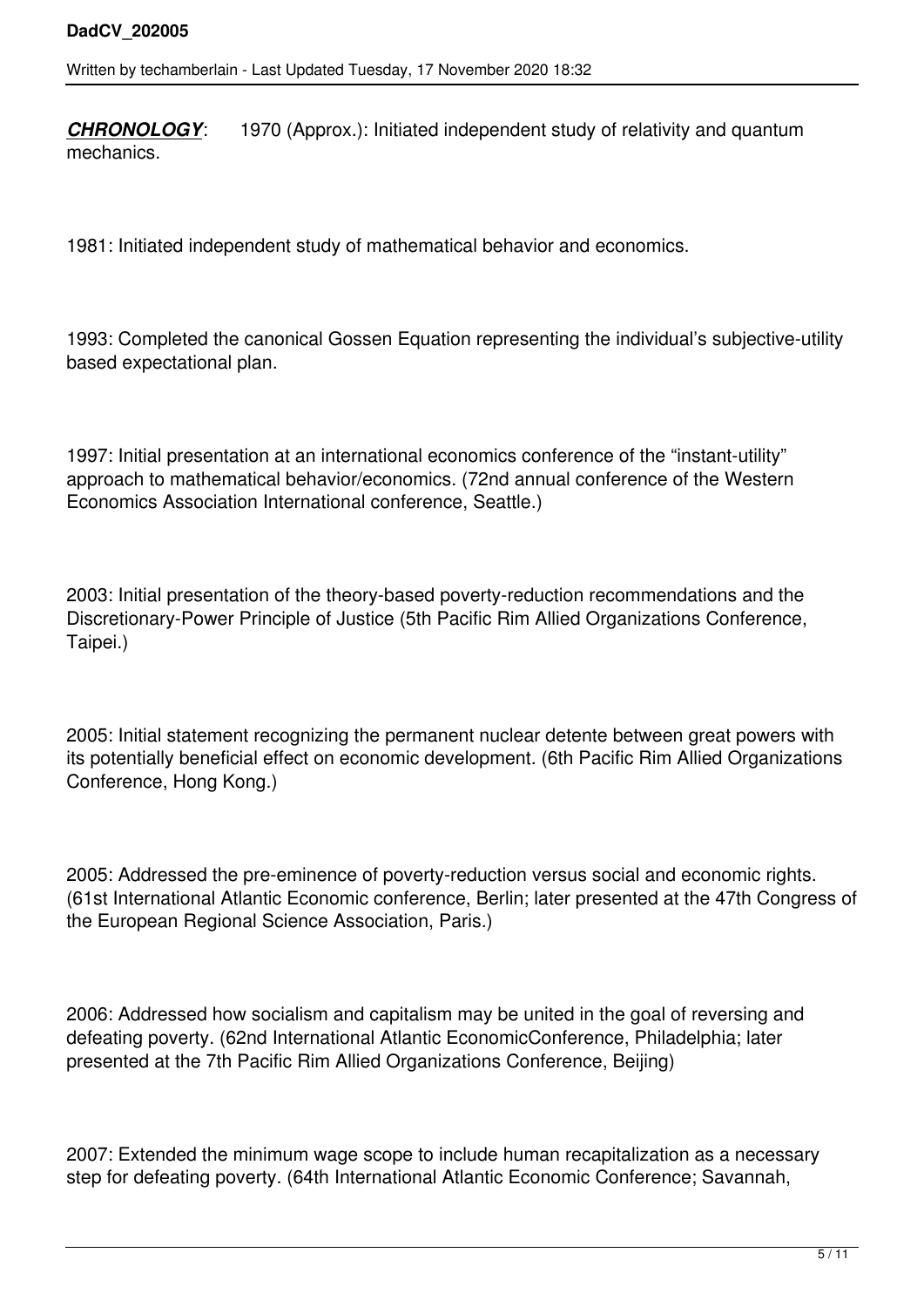***CHRONOLOGY***: 1970 (Approx.): Initiated independent study of relativity and quantum mechanics.

1981: Initiated independent study of mathematical behavior and economics.

1993: Completed the canonical Gossen Equation representing the individual's subjective-utility based expectational plan.

1997: Initial presentation at an international economics conference of the "instant-utility" approach to mathematical behavior/economics. (72nd annual conference of the Western Economics Association International conference, Seattle.)

2003: Initial presentation of the theory-based poverty-reduction recommendations and the Discretionary-Power Principle of Justice (5th Pacific Rim Allied Organizations Conference, Taipei.)

2005: Initial statement recognizing the permanent nuclear detente between great powers with its potentially beneficial effect on economic development. (6th Pacific Rim Allied Organizations Conference, Hong Kong.)

2005: Addressed the pre-eminence of poverty-reduction versus social and economic rights. (61st International Atlantic Economic conference, Berlin; later presented at the 47th Congress of the European Regional Science Association, Paris.)

2006: Addressed how socialism and capitalism may be united in the goal of reversing and defeating poverty. (62nd International Atlantic EconomicConference, Philadelphia; later presented at the 7th Pacific Rim Allied Organizations Conference, Beijing)

2007: Extended the minimum wage scope to include human recapitalization as a necessary step for defeating poverty. (64th International Atlantic Economic Conference; Savannah,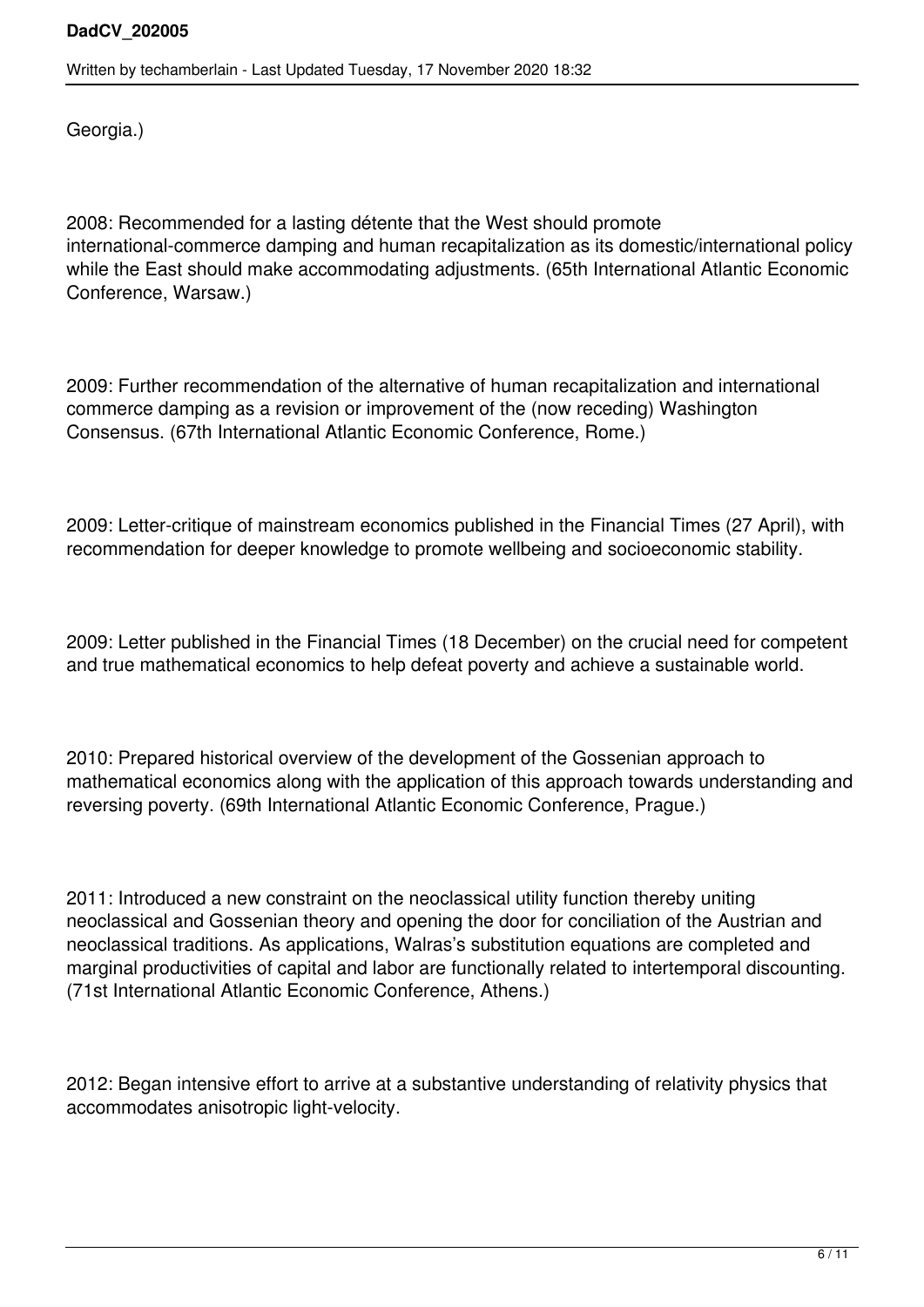Georgia.)

2008: Recommended for a lasting détente that the West should promote international-commerce damping and human recapitalization as its domestic/international policy while the East should make accommodating adjustments. (65th International Atlantic Economic Conference, Warsaw.)

2009: Further recommendation of the alternative of human recapitalization and international commerce damping as a revision or improvement of the (now receding) Washington Consensus. (67th International Atlantic Economic Conference, Rome.)

2009: Letter-critique of mainstream economics published in the Financial Times (27 April), with recommendation for deeper knowledge to promote wellbeing and socioeconomic stability.

2009: Letter published in the Financial Times (18 December) on the crucial need for competent and true mathematical economics to help defeat poverty and achieve a sustainable world.

2010: Prepared historical overview of the development of the Gossenian approach to mathematical economics along with the application of this approach towards understanding and reversing poverty. (69th International Atlantic Economic Conference, Prague.)

2011: Introduced a new constraint on the neoclassical utility function thereby uniting neoclassical and Gossenian theory and opening the door for conciliation of the Austrian and neoclassical traditions. As applications, Walras's substitution equations are completed and marginal productivities of capital and labor are functionally related to intertemporal discounting. (71st International Atlantic Economic Conference, Athens.)

2012: Began intensive effort to arrive at a substantive understanding of relativity physics that accommodates anisotropic light-velocity.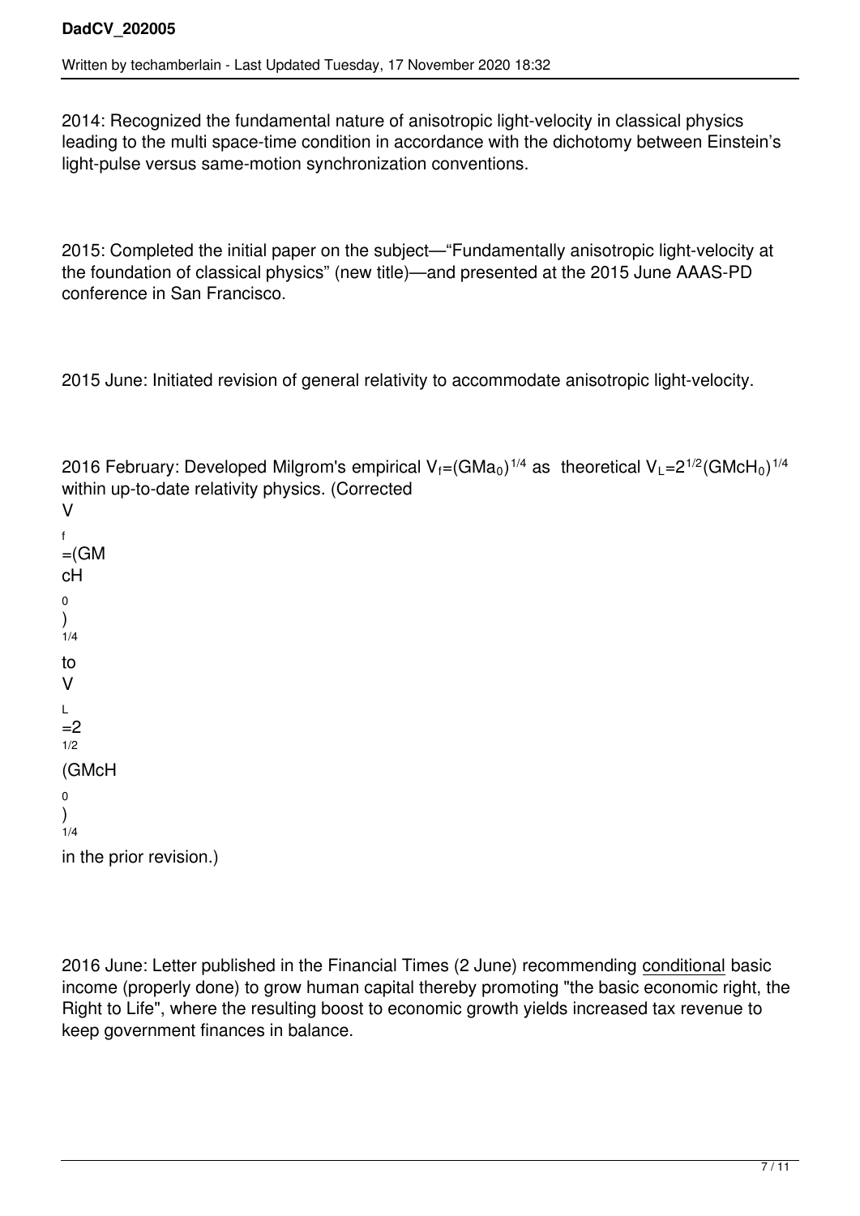2014: Recognized the fundamental nature of anisotropic light-velocity in classical physics leading to the multi space-time condition in accordance with the dichotomy between Einstein's light-pulse versus same-motion synchronization conventions.

2015: Completed the initial paper on the subject—"Fundamentally anisotropic light-velocity at the foundation of classical physics" (new title)—and presented at the 2015 June AAAS-PD conference in San Francisco.

2015 June: Initiated revision of general relativity to accommodate anisotropic light-velocity.

2016 February: Developed Milgrom's empirical $V_f=(GMa_0)^{1/4}$ as theoretical $V_L=2^{1/2}(GMcH_0)^{1/4}$ within up-to-date relativity physics. (Corrected $V_f=(GMcH_0)^{1/4}$ to $V_L=2^{1/2}(GMcH_0)^{1/4}$ in the prior revision.)

2016 June: Letter published in the Financial Times (2 June) recommending <u>conditional</u> basic income (properly done) to grow human capital thereby promoting "the basic economic right, the Right to Life", where the resulting boost to economic growth yields increased tax revenue to keep government finances in balance.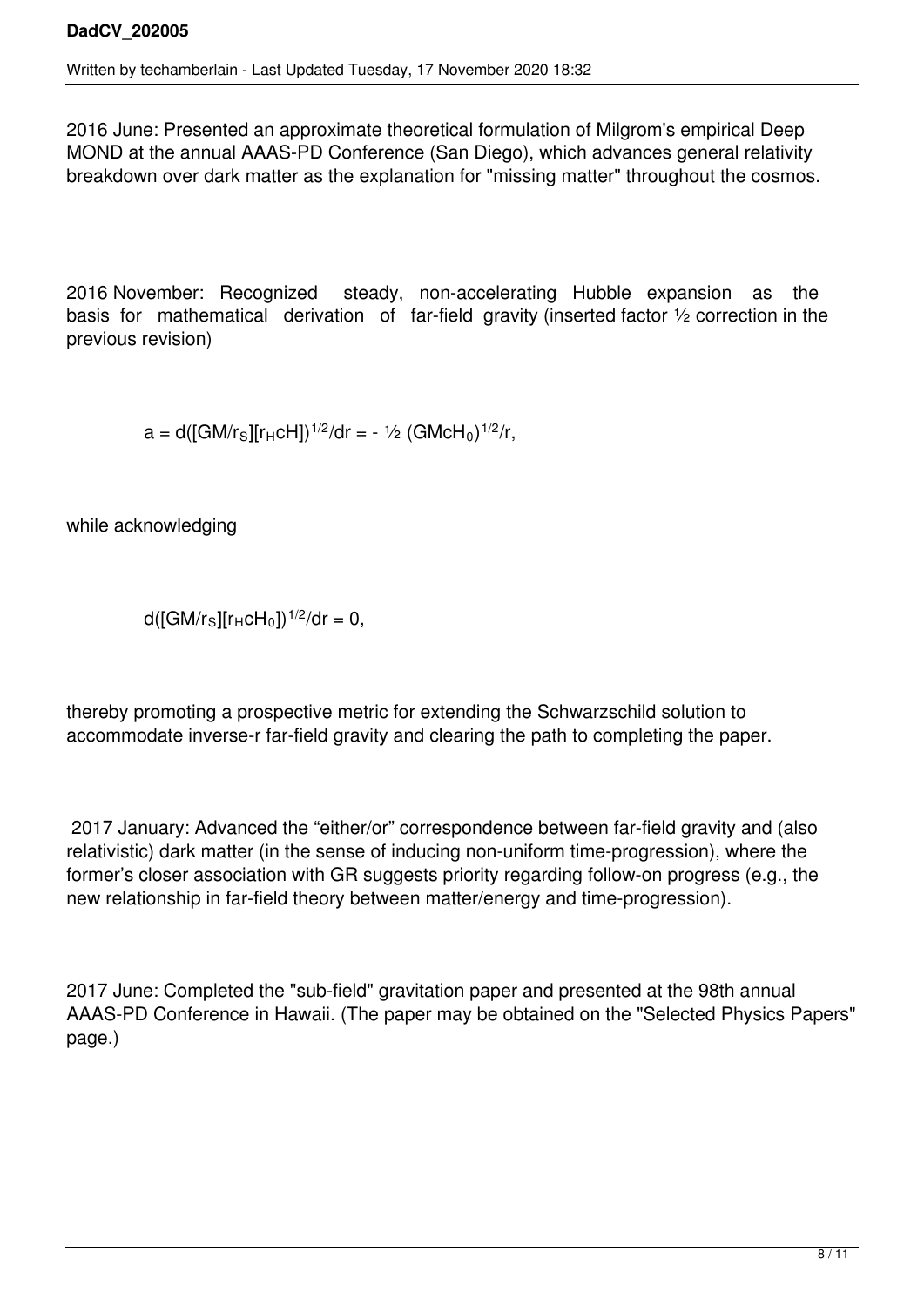2016 June: Presented an approximate theoretical formulation of Milgrom's empirical Deep MOND at the annual AAAS-PD Conference (San Diego), which advances general relativity breakdown over dark matter as the explanation for "missing matter" throughout the cosmos.

2016 November: Recognized steady, non-accelerating Hubble expansion as the basis for mathematical derivation of far-field gravity (inserted factor ½ correction in the previous revision)

$$a = d([GM/r_S][r_H cH])^{1/2}/dr = -\tfrac{1}{2}(GMcH_0)^{1/2}/r,$$

while acknowledging

$$d([GM/r_S][r_H cH_0])^{1/2}/dr = 0,$$

thereby promoting a prospective metric for extending the Schwarzschild solution to accommodate inverse-r far-field gravity and clearing the path to completing the paper.

2017 January: Advanced the "either/or" correspondence between far-field gravity and (also relativistic) dark matter (in the sense of inducing non-uniform time-progression), where the former's closer association with GR suggests priority regarding follow-on progress (e.g., the new relationship in far-field theory between matter/energy and time-progression).

2017 June: Completed the "sub-field" gravitation paper and presented at the 98th annual AAAS-PD Conference in Hawaii. (The paper may be obtained on the "Selected Physics Papers" page.)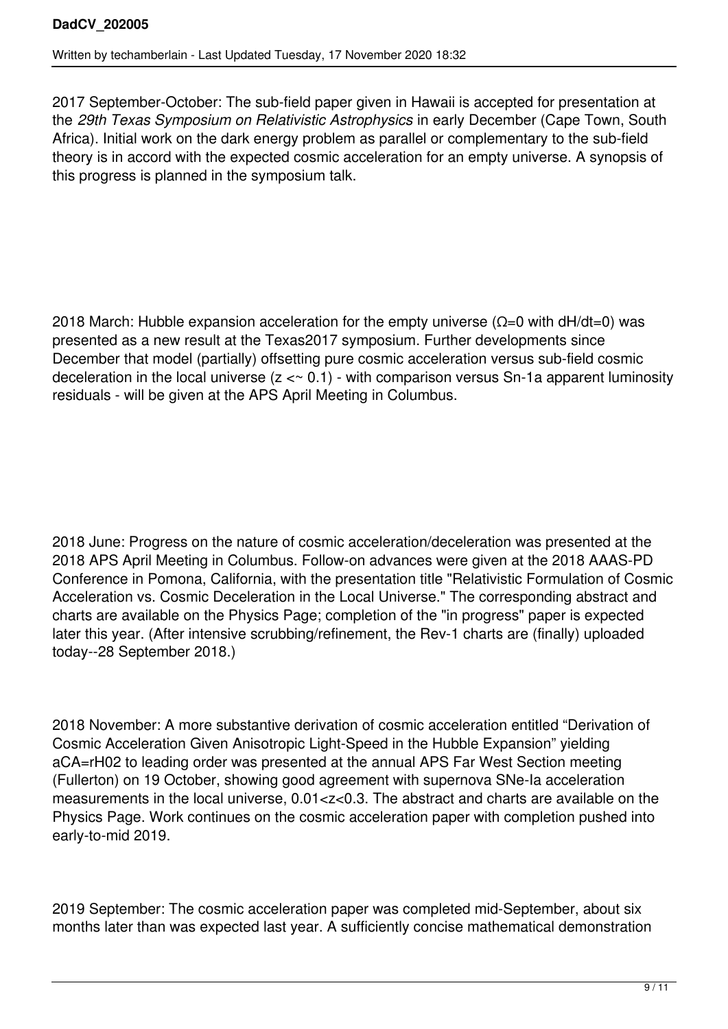2017 September-October: The sub-field paper given in Hawaii is accepted for presentation at the *29th Texas Symposium on Relativistic Astrophysics* in early December (Cape Town, South Africa). Initial work on the dark energy problem as parallel or complementary to the sub-field theory is in accord with the expected cosmic acceleration for an empty universe. A synopsis of this progress is planned in the symposium talk.

2018 March: Hubble expansion acceleration for the empty universe ($\Omega=0$ with $dH/dt=0$) was presented as a new result at the Texas2017 symposium. Further developments since December that model (partially) offsetting pure cosmic acceleration versus sub-field cosmic deceleration in the local universe ($z <\sim 0.1$) - with comparison versus Sn-1a apparent luminosity residuals - will be given at the APS April Meeting in Columbus.

2018 June: Progress on the nature of cosmic acceleration/deceleration was presented at the 2018 APS April Meeting in Columbus. Follow-on advances were given at the 2018 AAAS-PD Conference in Pomona, California, with the presentation title "Relativistic Formulation of Cosmic Acceleration vs. Cosmic Deceleration in the Local Universe." The corresponding abstract and charts are available on the Physics Page; completion of the "in progress" paper is expected later this year. (After intensive scrubbing/refinement, the Rev-1 charts are (finally) uploaded today--28 September 2018.)

2018 November: A more substantive derivation of cosmic acceleration entitled “Derivation of Cosmic Acceleration Given Anisotropic Light-Speed in the Hubble Expansion” yielding $a_{CA}=rH_0^2$ to leading order was presented at the annual APS Far West Section meeting (Fullerton) on 19 October, showing good agreement with supernova SNe-Ia acceleration measurements in the local universe, $0.01<z<0.3$. The abstract and charts are available on the Physics Page. Work continues on the cosmic acceleration paper with completion pushed into early-to-mid 2019.

2019 September: The cosmic acceleration paper was completed mid-September, about six months later than was expected last year. A sufficiently concise mathematical demonstration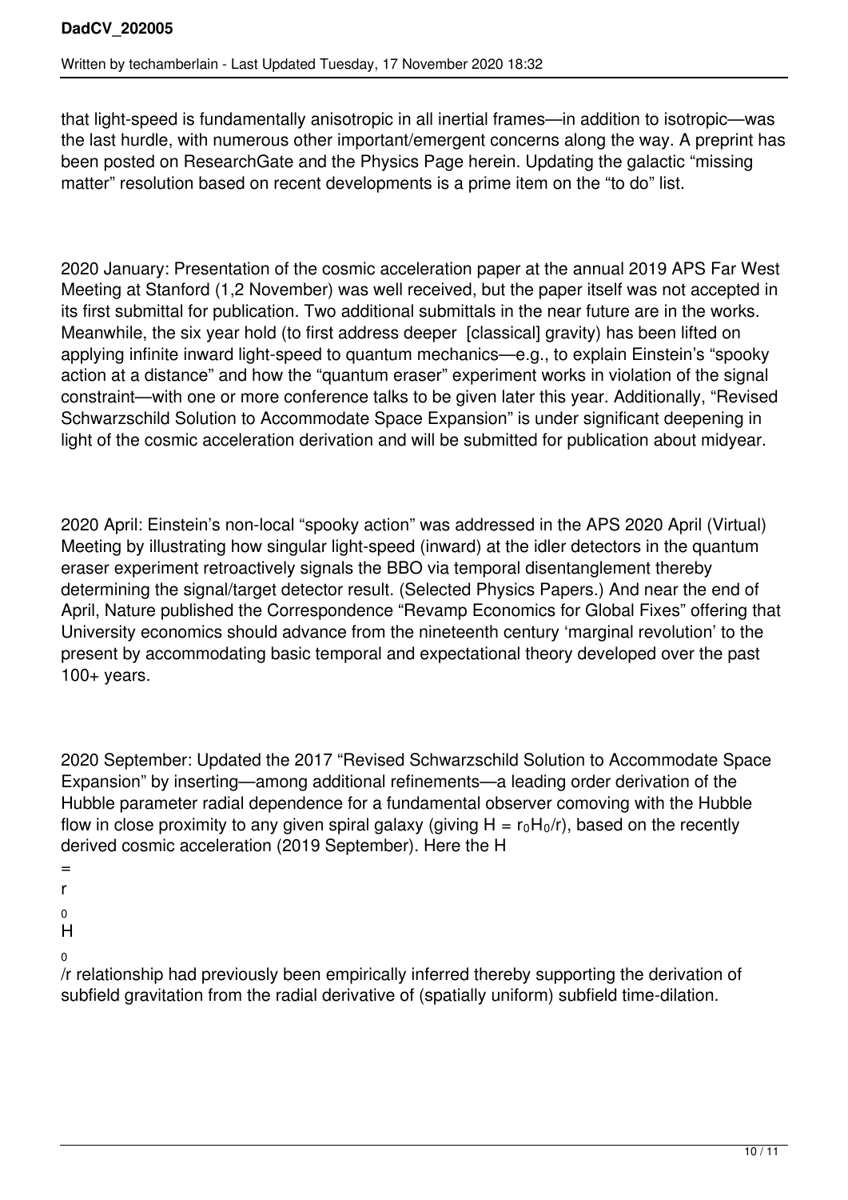that light-speed is fundamentally anisotropic in all inertial frames—in addition to isotropic—was the last hurdle, with numerous other important/emergent concerns along the way. A preprint has been posted on ResearchGate and the Physics Page herein. Updating the galactic "missing matter" resolution based on recent developments is a prime item on the "to do" list.

2020 January: Presentation of the cosmic acceleration paper at the annual 2019 APS Far West Meeting at Stanford (1,2 November) was well received, but the paper itself was not accepted in its first submittal for publication. Two additional submittals in the near future are in the works. Meanwhile, the six year hold (to first address deeper [classical] gravity) has been lifted on applying infinite inward light-speed to quantum mechanics—e.g., to explain Einstein's "spooky action at a distance" and how the "quantum eraser" experiment works in violation of the signal constraint—with one or more conference talks to be given later this year. Additionally, "Revised Schwarzschild Solution to Accommodate Space Expansion" is under significant deepening in light of the cosmic acceleration derivation and will be submitted for publication about midyear.

2020 April: Einstein's non-local "spooky action" was addressed in the APS 2020 April (Virtual) Meeting by illustrating how singular light-speed (inward) at the idler detectors in the quantum eraser experiment retroactively signals the BBO via temporal disentanglement thereby determining the signal/target detector result. (Selected Physics Papers.) And near the end of April, Nature published the Correspondence "Revamp Economics for Global Fixes" offering that University economics should advance from the nineteenth century 'marginal revolution' to the present by accommodating basic temporal and expectational theory developed over the past 100+ years.

2020 September: Updated the 2017 "Revised Schwarzschild Solution to Accommodate Space Expansion" by inserting—among additional refinements—a leading order derivation of the Hubble parameter radial dependence for a fundamental observer comoving with the Hubble flow in close proximity to any given spiral galaxy (giving $H = r_0H_0/r$), based on the recently derived cosmic acceleration (2019 September). Here the $H = r_0H_0/r$ relationship had previously been empirically inferred thereby supporting the derivation of subfield gravitation from the radial derivative of (spatially uniform) subfield time-dilation.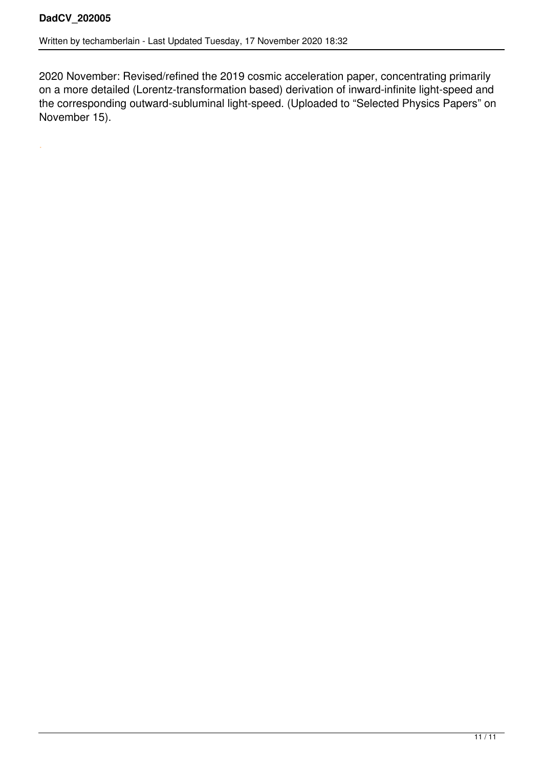2020 November: Revised/refined the 2019 cosmic acceleration paper, concentrating primarily on a more detailed (Lorentz-transformation based) derivation of inward-infinite light-speed and the corresponding outward-subluminal light-speed. (Uploaded to "Selected Physics Papers" on November 15).